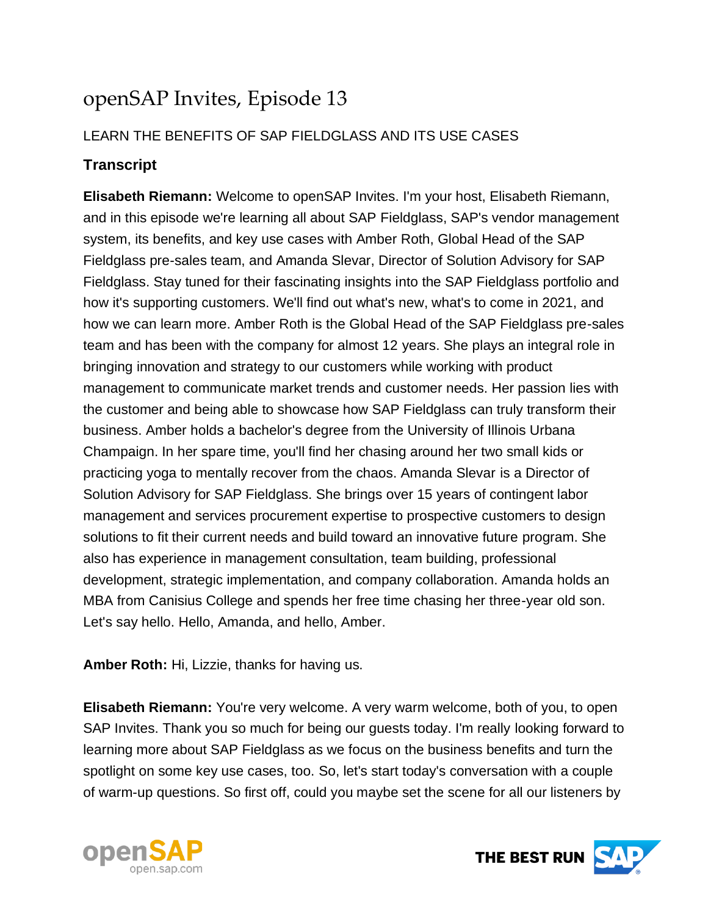# openSAP Invites, Episode 13

LEARN THE BENEFITS OF SAP FIELDGLASS AND ITS USE CASES

## Transcript

**Elisabeth Riemann:** Welcome to openSAP Invites. I'm your host, Elisabeth Riemann, and in this episode we're learning all about SAP Fieldglass, SAP's vendor management system, its benefits, and key use cases with Amber Roth, Global Head of the SAP Fieldglass pre-sales team, and Amanda Slevar, Director of Solution Advisory for SAP Fieldglass. Stay tuned for their fascinating insights into the SAP Fieldglass portfolio and how it's supporting customers. We'll find out what's new, what's to come in 2021, and how we can learn more. Amber Roth is the Global Head of the SAP Fieldglass pre-sales team and has been with the company for almost 12 years. She plays an integral role in bringing innovation and strategy to our customers while working with product management to communicate market trends and customer needs. Her passion lies with the customer and being able to showcase how SAP Fieldglass can truly transform their business. Amber holds a bachelor's degree from the University of Illinois Urbana Champaign. In her spare time, you'll find her chasing around her two small kids or practicing yoga to mentally recover from the chaos. Amanda Slevar is a Director of Solution Advisory for SAP Fieldglass. She brings over 15 years of contingent labor management and services procurement expertise to prospective customers to design solutions to fit their current needs and build toward an innovative future program. She also has experience in management consultation, team building, professional development, strategic implementation, and company collaboration. Amanda holds an MBA from Canisius College and spends her free time chasing her three-year old son. Let's say hello. Hello, Amanda, and hello, Amber.

**Amber Roth:** Hi, Lizzie, thanks for having us.

**Elisabeth Riemann:** You're very welcome. A very warm welcome, both of you, to open SAP Invites. Thank you so much for being our guests today. I'm really looking forward to learning more about SAP Fieldglass as we focus on the business benefits and turn the spotlight on some key use cases, too. So, let's start today's conversation with a couple of warm-up questions. So first off, could you maybe set the scene for all our listeners by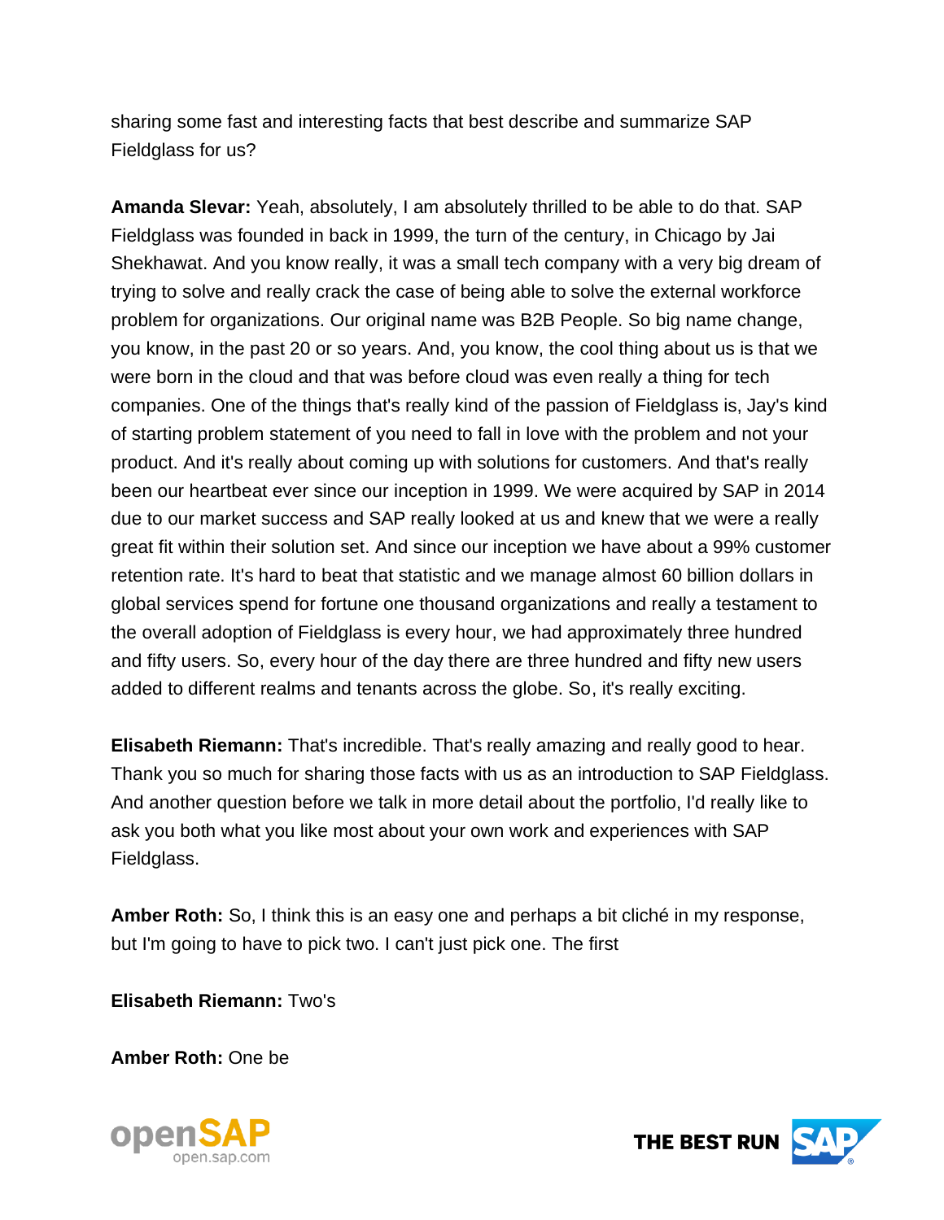sharing some fast and interesting facts that best describe and summarize SAP Fieldglass for us?

**Amanda Slevar:** Yeah, absolutely, I am absolutely thrilled to be able to do that. SAP Fieldglass was founded in back in 1999, the turn of the century, in Chicago by Jai Shekhawat. And you know really, it was a small tech company with a very big dream of trying to solve and really crack the case of being able to solve the external workforce problem for organizations. Our original name was B2B People. So big name change, you know, in the past 20 or so years. And, you know, the cool thing about us is that we were born in the cloud and that was before cloud was even really a thing for tech companies. One of the things that's really kind of the passion of Fieldglass is, Jay's kind of starting problem statement of you need to fall in love with the problem and not your product. And it's really about coming up with solutions for customers. And that's really been our heartbeat ever since our inception in 1999. We were acquired by SAP in 2014 due to our market success and SAP really looked at us and knew that we were a really great fit within their solution set. And since our inception we have about a 99% customer retention rate. It's hard to beat that statistic and we manage almost 60 billion dollars in global services spend for fortune one thousand organizations and really a testament to the overall adoption of Fieldglass is every hour, we had approximately three hundred and fifty users. So, every hour of the day there are three hundred and fifty new users added to different realms and tenants across the globe. So, it's really exciting.

**Elisabeth Riemann:** That's incredible. That's really amazing and really good to hear. Thank you so much for sharing those facts with us as an introduction to SAP Fieldglass. And another question before we talk in more detail about the portfolio, I'd really like to ask you both what you like most about your own work and experiences with SAP Fieldglass.

**Amber Roth:** So, I think this is an easy one and perhaps a bit cliché in my response, but I'm going to have to pick two. I can't just pick one. The first

**Elisabeth Riemann:** Two's

**Amber Roth:** One be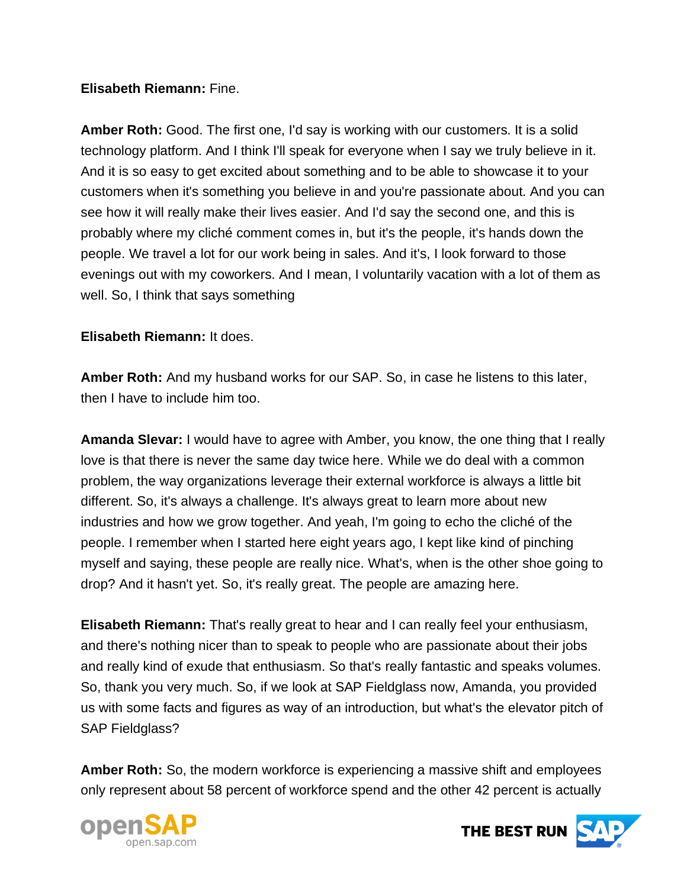**Elisabeth Riemann:** Fine.

**Amber Roth:** Good. The first one, I'd say is working with our customers. It is a solid technology platform. And I think I'll speak for everyone when I say we truly believe in it. And it is so easy to get excited about something and to be able to showcase it to your customers when it's something you believe in and you're passionate about. And you can see how it will really make their lives easier. And I'd say the second one, and this is probably where my cliché comment comes in, but it's the people, it's hands down the people. We travel a lot for our work being in sales. And it's, I look forward to those evenings out with my coworkers. And I mean, I voluntarily vacation with a lot of them as well. So, I think that says something

**Elisabeth Riemann:** It does.

**Amber Roth:** And my husband works for our SAP. So, in case he listens to this later, then I have to include him too.

**Amanda Slevar:** I would have to agree with Amber, you know, the one thing that I really love is that there is never the same day twice here. While we do deal with a common problem, the way organizations leverage their external workforce is always a little bit different. So, it's always a challenge. It's always great to learn more about new industries and how we grow together. And yeah, I'm going to echo the cliché of the people. I remember when I started here eight years ago, I kept like kind of pinching myself and saying, these people are really nice. What's, when is the other shoe going to drop? And it hasn't yet. So, it's really great. The people are amazing here.

**Elisabeth Riemann:** That's really great to hear and I can really feel your enthusiasm, and there's nothing nicer than to speak to people who are passionate about their jobs and really kind of exude that enthusiasm. So that's really fantastic and speaks volumes. So, thank you very much. So, if we look at SAP Fieldglass now, Amanda, you provided us with some facts and figures as way of an introduction, but what's the elevator pitch of SAP Fieldglass?

**Amber Roth:** So, the modern workforce is experiencing a massive shift and employees only represent about 58 percent of workforce spend and the other 42 percent is actually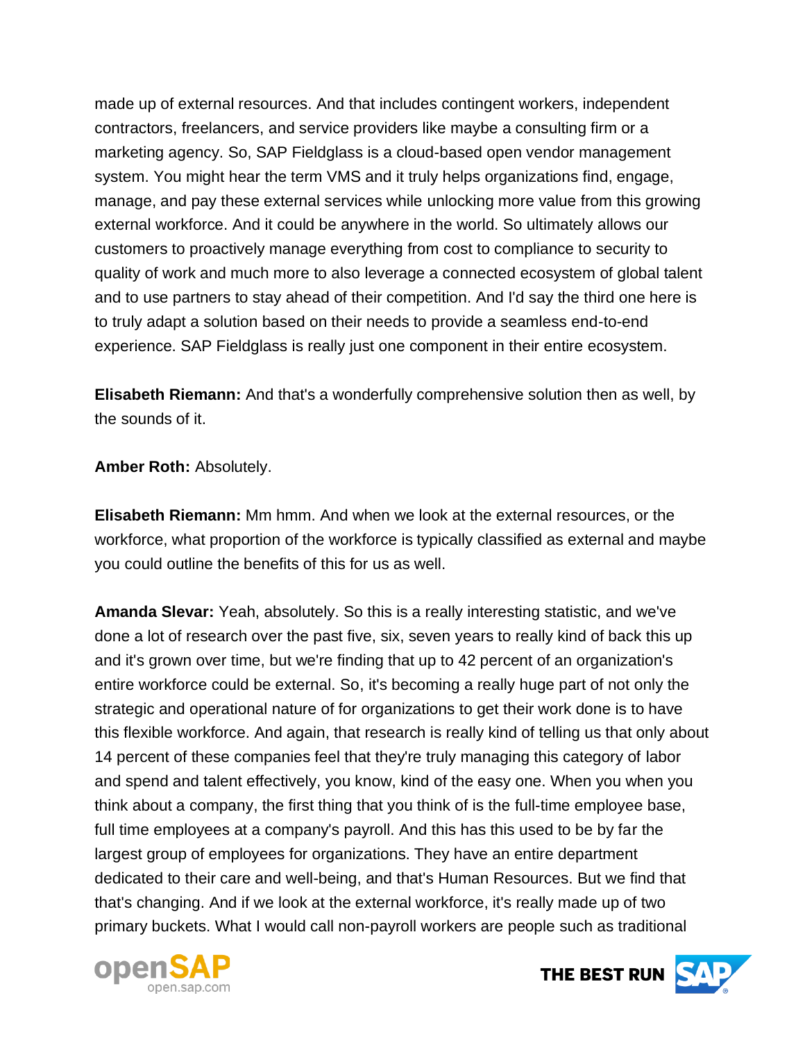made up of external resources. And that includes contingent workers, independent contractors, freelancers, and service providers like maybe a consulting firm or a marketing agency. So, SAP Fieldglass is a cloud-based open vendor management system. You might hear the term VMS and it truly helps organizations find, engage, manage, and pay these external services while unlocking more value from this growing external workforce. And it could be anywhere in the world. So ultimately allows our customers to proactively manage everything from cost to compliance to security to quality of work and much more to also leverage a connected ecosystem of global talent and to use partners to stay ahead of their competition. And I'd say the third one here is to truly adapt a solution based on their needs to provide a seamless end-to-end experience. SAP Fieldglass is really just one component in their entire ecosystem.

**Elisabeth Riemann:** And that's a wonderfully comprehensive solution then as well, by the sounds of it.

**Amber Roth:** Absolutely.

**Elisabeth Riemann:** Mm hmm. And when we look at the external resources, or the workforce, what proportion of the workforce is typically classified as external and maybe you could outline the benefits of this for us as well.

**Amanda Slevar:** Yeah, absolutely. So this is a really interesting statistic, and we've done a lot of research over the past five, six, seven years to really kind of back this up and it's grown over time, but we're finding that up to 42 percent of an organization's entire workforce could be external. So, it's becoming a really huge part of not only the strategic and operational nature of for organizations to get their work done is to have this flexible workforce. And again, that research is really kind of telling us that only about 14 percent of these companies feel that they're truly managing this category of labor and spend and talent effectively, you know, kind of the easy one. When you when you think about a company, the first thing that you think of is the full-time employee base, full time employees at a company's payroll. And this has this used to be by far the largest group of employees for organizations. They have an entire department dedicated to their care and well-being, and that's Human Resources. But we find that that's changing. And if we look at the external workforce, it's really made up of two primary buckets. What I would call non-payroll workers are people such as traditional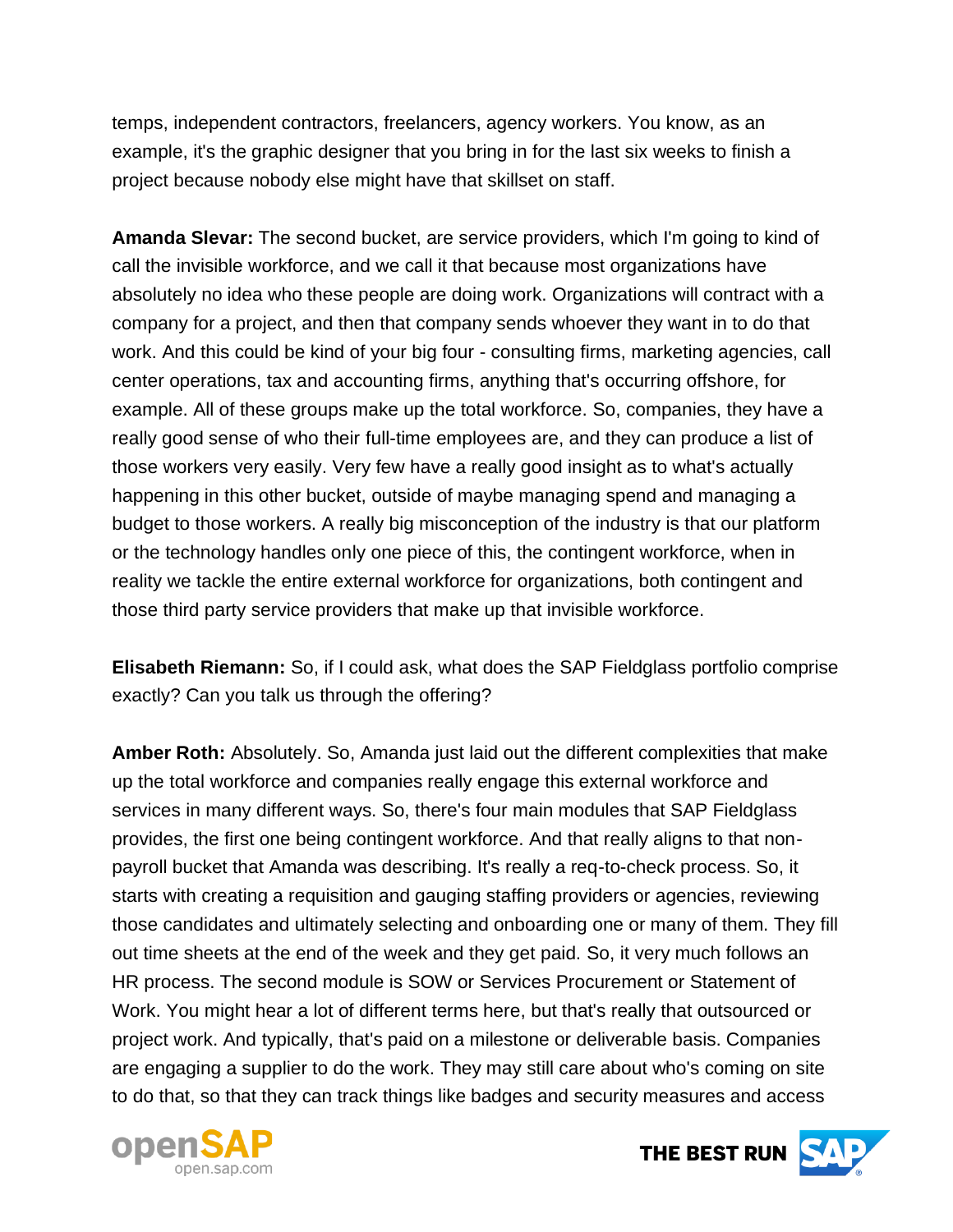temps, independent contractors, freelancers, agency workers. You know, as an example, it's the graphic designer that you bring in for the last six weeks to finish a project because nobody else might have that skillset on staff.

**Amanda Slevar:** The second bucket, are service providers, which I'm going to kind of call the invisible workforce, and we call it that because most organizations have absolutely no idea who these people are doing work. Organizations will contract with a company for a project, and then that company sends whoever they want in to do that work. And this could be kind of your big four - consulting firms, marketing agencies, call center operations, tax and accounting firms, anything that's occurring offshore, for example. All of these groups make up the total workforce. So, companies, they have a really good sense of who their full-time employees are, and they can produce a list of those workers very easily. Very few have a really good insight as to what's actually happening in this other bucket, outside of maybe managing spend and managing a budget to those workers. A really big misconception of the industry is that our platform or the technology handles only one piece of this, the contingent workforce, when in reality we tackle the entire external workforce for organizations, both contingent and those third party service providers that make up that invisible workforce.

**Elisabeth Riemann:** So, if I could ask, what does the SAP Fieldglass portfolio comprise exactly? Can you talk us through the offering?

**Amber Roth:** Absolutely. So, Amanda just laid out the different complexities that make up the total workforce and companies really engage this external workforce and services in many different ways. So, there's four main modules that SAP Fieldglass provides, the first one being contingent workforce. And that really aligns to that non-payroll bucket that Amanda was describing. It's really a req-to-check process. So, it starts with creating a requisition and gauging staffing providers or agencies, reviewing those candidates and ultimately selecting and onboarding one or many of them. They fill out time sheets at the end of the week and they get paid. So, it very much follows an HR process. The second module is SOW or Services Procurement or Statement of Work. You might hear a lot of different terms here, but that's really that outsourced or project work. And typically, that's paid on a milestone or deliverable basis. Companies are engaging a supplier to do the work. They may still care about who's coming on site to do that, so that they can track things like badges and security measures and access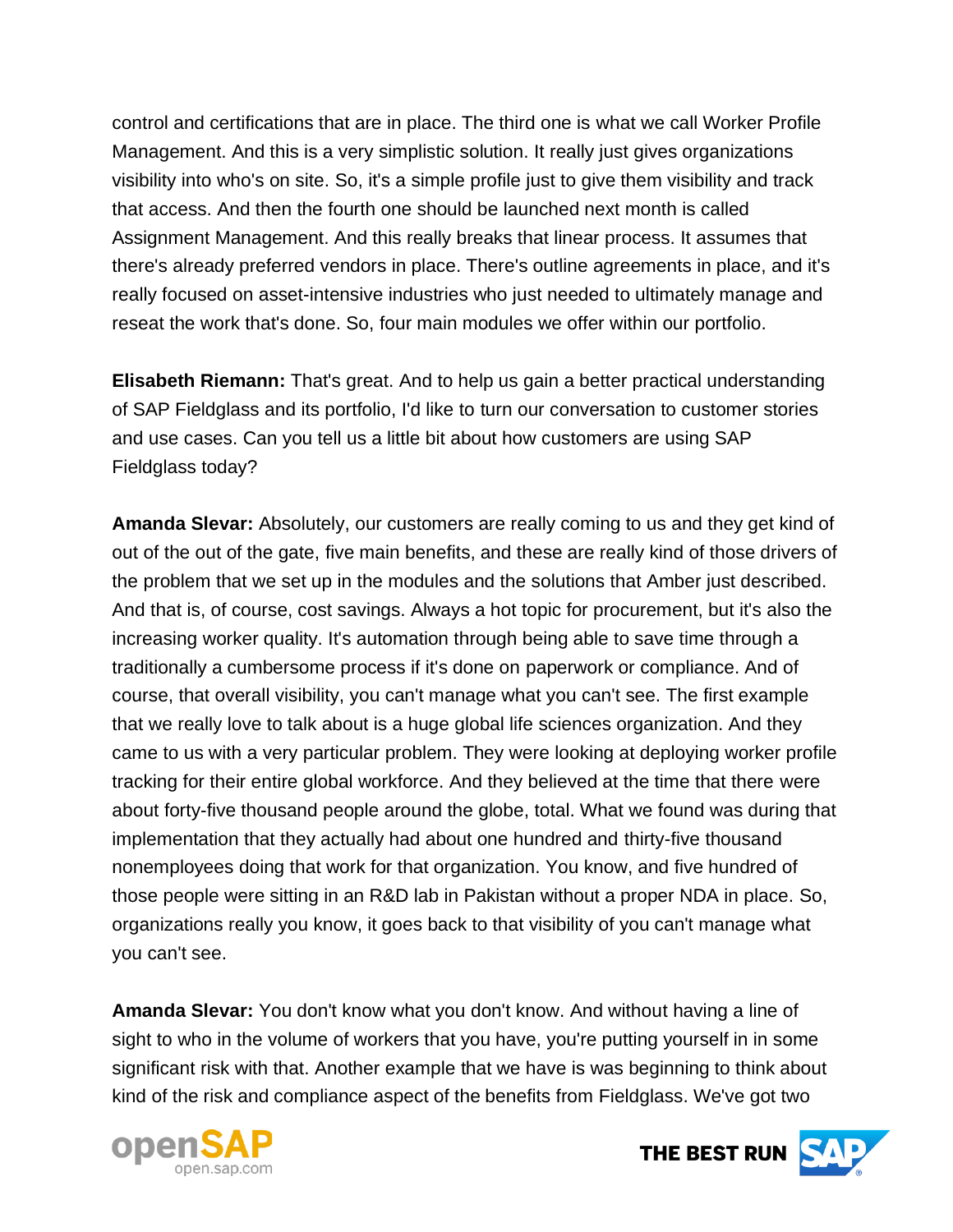control and certifications that are in place. The third one is what we call Worker Profile Management. And this is a very simplistic solution. It really just gives organizations visibility into who's on site. So, it's a simple profile just to give them visibility and track that access. And then the fourth one should be launched next month is called Assignment Management. And this really breaks that linear process. It assumes that there's already preferred vendors in place. There's outline agreements in place, and it's really focused on asset-intensive industries who just needed to ultimately manage and reseat the work that's done. So, four main modules we offer within our portfolio.

**Elisabeth Riemann:** That's great. And to help us gain a better practical understanding of SAP Fieldglass and its portfolio, I'd like to turn our conversation to customer stories and use cases. Can you tell us a little bit about how customers are using SAP Fieldglass today?

**Amanda Slevar:** Absolutely, our customers are really coming to us and they get kind of out of the out of the gate, five main benefits, and these are really kind of those drivers of the problem that we set up in the modules and the solutions that Amber just described. And that is, of course, cost savings. Always a hot topic for procurement, but it's also the increasing worker quality. It's automation through being able to save time through a traditionally a cumbersome process if it's done on paperwork or compliance. And of course, that overall visibility, you can't manage what you can't see. The first example that we really love to talk about is a huge global life sciences organization. And they came to us with a very particular problem. They were looking at deploying worker profile tracking for their entire global workforce. And they believed at the time that there were about forty-five thousand people around the globe, total. What we found was during that implementation that they actually had about one hundred and thirty-five thousand nonemployees doing that work for that organization. You know, and five hundred of those people were sitting in an R&D lab in Pakistan without a proper NDA in place. So, organizations really you know, it goes back to that visibility of you can't manage what you can't see.

**Amanda Slevar:** You don't know what you don't know. And without having a line of sight to who in the volume of workers that you have, you're putting yourself in in some significant risk with that. Another example that we have is was beginning to think about kind of the risk and compliance aspect of the benefits from Fieldglass. We've got two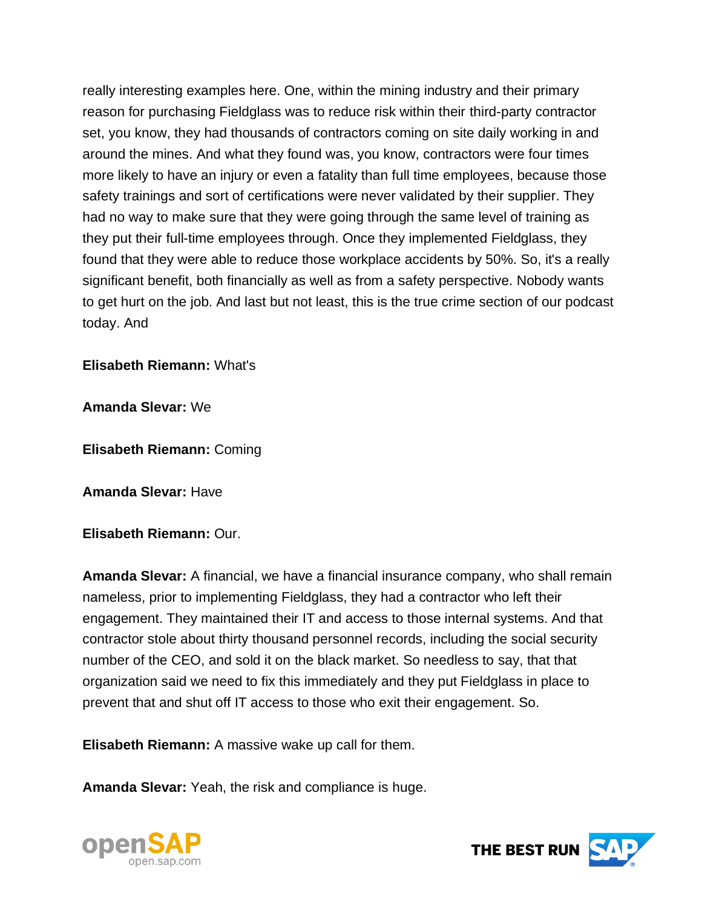really interesting examples here. One, within the mining industry and their primary reason for purchasing Fieldglass was to reduce risk within their third-party contractor set, you know, they had thousands of contractors coming on site daily working in and around the mines. And what they found was, you know, contractors were four times more likely to have an injury or even a fatality than full time employees, because those safety trainings and sort of certifications were never validated by their supplier. They had no way to make sure that they were going through the same level of training as they put their full-time employees through. Once they implemented Fieldglass, they found that they were able to reduce those workplace accidents by 50%. So, it's a really significant benefit, both financially as well as from a safety perspective. Nobody wants to get hurt on the job. And last but not least, this is the true crime section of our podcast today. And

**Elisabeth Riemann:** What's

**Amanda Slevar:** We

**Elisabeth Riemann:** Coming

**Amanda Slevar:** Have

**Elisabeth Riemann:** Our.

**Amanda Slevar:** A financial, we have a financial insurance company, who shall remain nameless, prior to implementing Fieldglass, they had a contractor who left their engagement. They maintained their IT and access to those internal systems. And that contractor stole about thirty thousand personnel records, including the social security number of the CEO, and sold it on the black market. So needless to say, that that organization said we need to fix this immediately and they put Fieldglass in place to prevent that and shut off IT access to those who exit their engagement. So.

**Elisabeth Riemann:** A massive wake up call for them.

**Amanda Slevar:** Yeah, the risk and compliance is huge.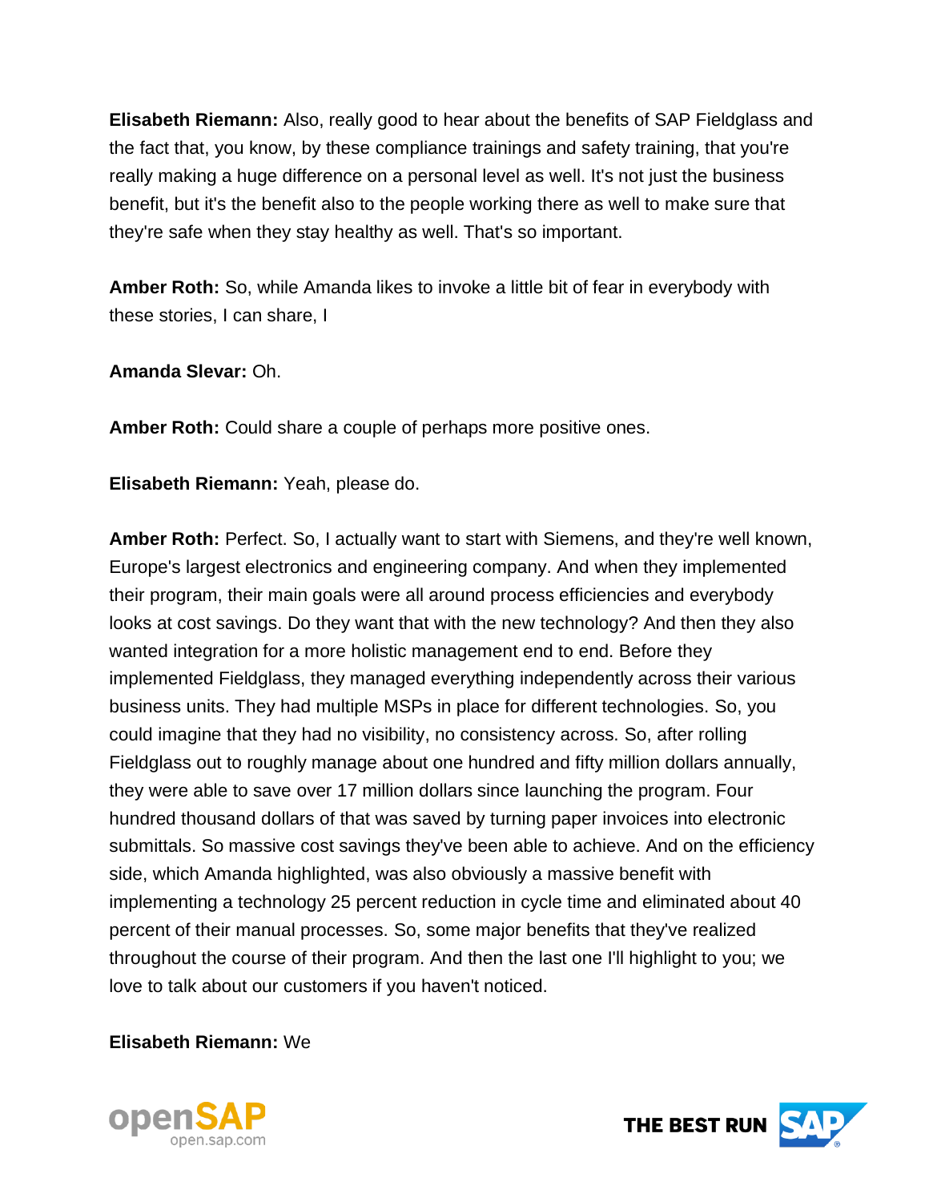**Elisabeth Riemann:** Also, really good to hear about the benefits of SAP Fieldglass and the fact that, you know, by these compliance trainings and safety training, that you're really making a huge difference on a personal level as well. It's not just the business benefit, but it's the benefit also to the people working there as well to make sure that they're safe when they stay healthy as well. That's so important.

**Amber Roth:** So, while Amanda likes to invoke a little bit of fear in everybody with these stories, I can share, I

**Amanda Slevar:** Oh.

**Amber Roth:** Could share a couple of perhaps more positive ones.

**Elisabeth Riemann:** Yeah, please do.

**Amber Roth:** Perfect. So, I actually want to start with Siemens, and they're well known, Europe's largest electronics and engineering company. And when they implemented their program, their main goals were all around process efficiencies and everybody looks at cost savings. Do they want that with the new technology? And then they also wanted integration for a more holistic management end to end. Before they implemented Fieldglass, they managed everything independently across their various business units. They had multiple MSPs in place for different technologies. So, you could imagine that they had no visibility, no consistency across. So, after rolling Fieldglass out to roughly manage about one hundred and fifty million dollars annually, they were able to save over 17 million dollars since launching the program. Four hundred thousand dollars of that was saved by turning paper invoices into electronic submittals. So massive cost savings they've been able to achieve. And on the efficiency side, which Amanda highlighted, was also obviously a massive benefit with implementing a technology 25 percent reduction in cycle time and eliminated about 40 percent of their manual processes. So, some major benefits that they've realized throughout the course of their program. And then the last one I'll highlight to you; we love to talk about our customers if you haven't noticed.

**Elisabeth Riemann:** We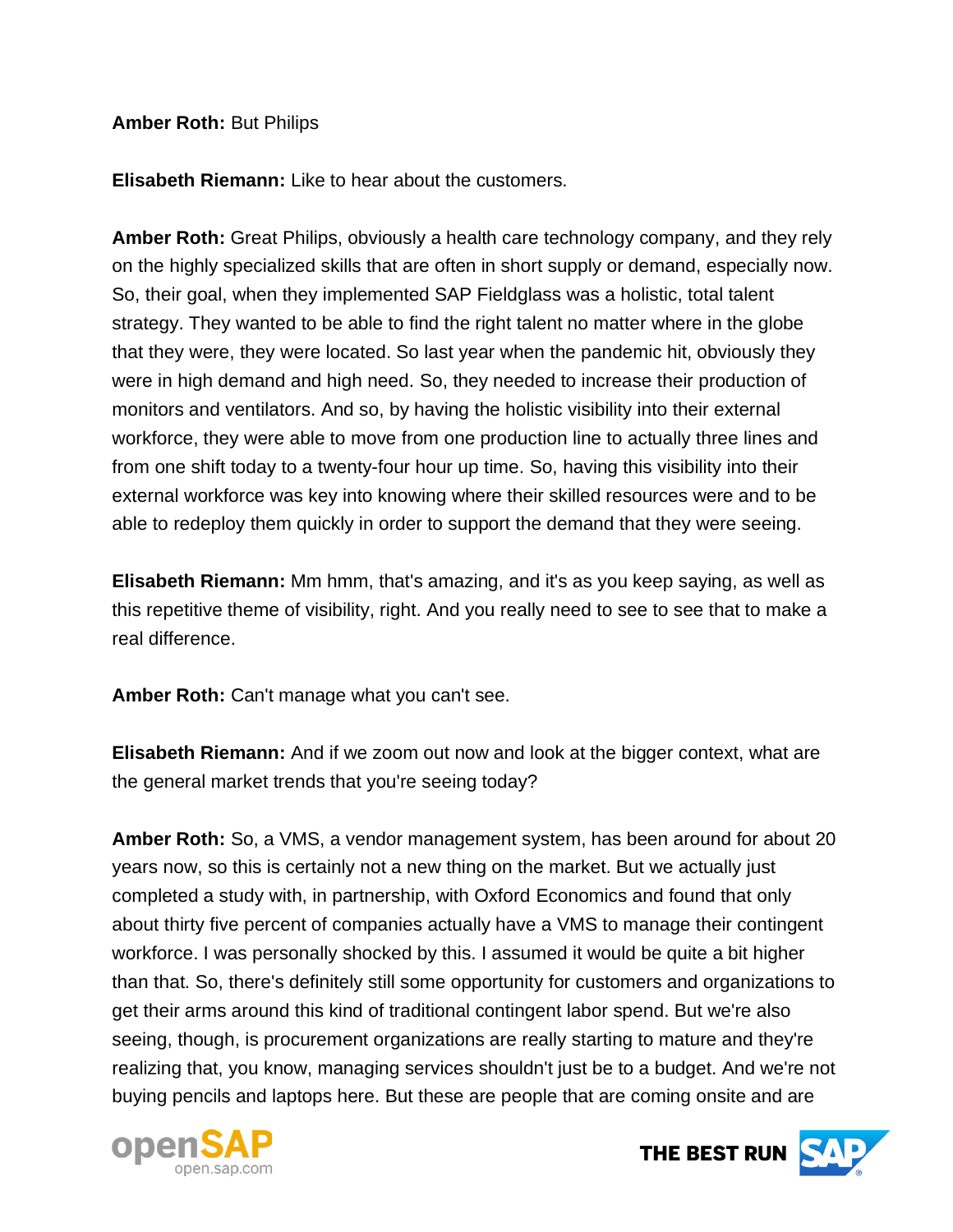**Amber Roth:** But Philips

**Elisabeth Riemann:** Like to hear about the customers.

**Amber Roth:** Great Philips, obviously a health care technology company, and they rely on the highly specialized skills that are often in short supply or demand, especially now. So, their goal, when they implemented SAP Fieldglass was a holistic, total talent strategy. They wanted to be able to find the right talent no matter where in the globe that they were, they were located. So last year when the pandemic hit, obviously they were in high demand and high need. So, they needed to increase their production of monitors and ventilators. And so, by having the holistic visibility into their external workforce, they were able to move from one production line to actually three lines and from one shift today to a twenty-four hour up time. So, having this visibility into their external workforce was key into knowing where their skilled resources were and to be able to redeploy them quickly in order to support the demand that they were seeing.

**Elisabeth Riemann:** Mm hmm, that's amazing, and it's as you keep saying, as well as this repetitive theme of visibility, right. And you really need to see to see that to make a real difference.

**Amber Roth:** Can't manage what you can't see.

**Elisabeth Riemann:** And if we zoom out now and look at the bigger context, what are the general market trends that you're seeing today?

**Amber Roth:** So, a VMS, a vendor management system, has been around for about 20 years now, so this is certainly not a new thing on the market. But we actually just completed a study with, in partnership, with Oxford Economics and found that only about thirty five percent of companies actually have a VMS to manage their contingent workforce. I was personally shocked by this. I assumed it would be quite a bit higher than that. So, there's definitely still some opportunity for customers and organizations to get their arms around this kind of traditional contingent labor spend. But we're also seeing, though, is procurement organizations are really starting to mature and they're realizing that, you know, managing services shouldn't just be to a budget. And we're not buying pencils and laptops here. But these are people that are coming onsite and are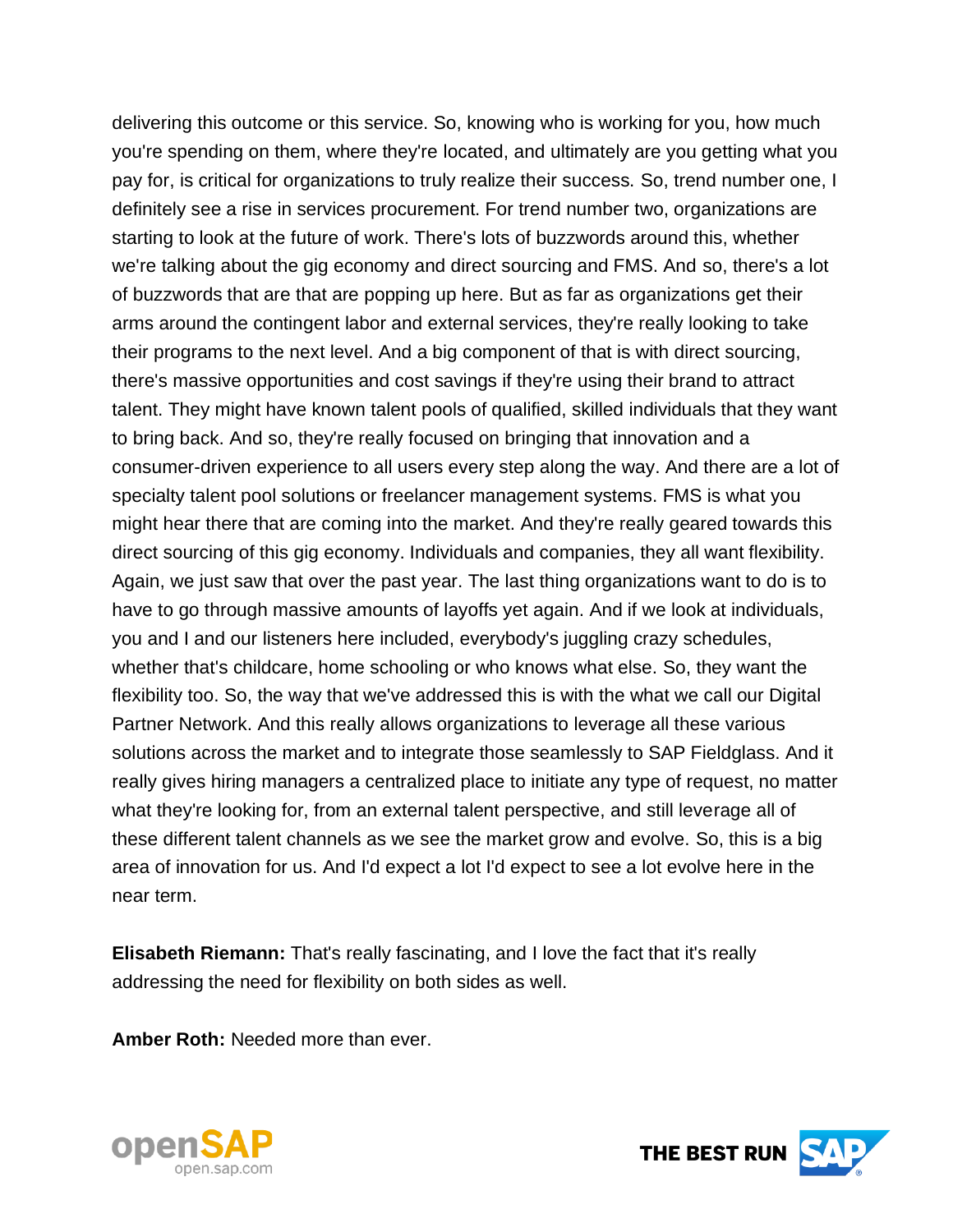delivering this outcome or this service. So, knowing who is working for you, how much you're spending on them, where they're located, and ultimately are you getting what you pay for, is critical for organizations to truly realize their success. So, trend number one, I definitely see a rise in services procurement. For trend number two, organizations are starting to look at the future of work. There's lots of buzzwords around this, whether we're talking about the gig economy and direct sourcing and FMS. And so, there's a lot of buzzwords that are that are popping up here. But as far as organizations get their arms around the contingent labor and external services, they're really looking to take their programs to the next level. And a big component of that is with direct sourcing, there's massive opportunities and cost savings if they're using their brand to attract talent. They might have known talent pools of qualified, skilled individuals that they want to bring back. And so, they're really focused on bringing that innovation and a consumer-driven experience to all users every step along the way. And there are a lot of specialty talent pool solutions or freelancer management systems. FMS is what you might hear there that are coming into the market. And they're really geared towards this direct sourcing of this gig economy. Individuals and companies, they all want flexibility. Again, we just saw that over the past year. The last thing organizations want to do is to have to go through massive amounts of layoffs yet again. And if we look at individuals, you and I and our listeners here included, everybody's juggling crazy schedules, whether that's childcare, home schooling or who knows what else. So, they want the flexibility too. So, the way that we've addressed this is with the what we call our Digital Partner Network. And this really allows organizations to leverage all these various solutions across the market and to integrate those seamlessly to SAP Fieldglass. And it really gives hiring managers a centralized place to initiate any type of request, no matter what they're looking for, from an external talent perspective, and still leverage all of these different talent channels as we see the market grow and evolve. So, this is a big area of innovation for us. And I'd expect a lot I'd expect to see a lot evolve here in the near term.

**Elisabeth Riemann:** That's really fascinating, and I love the fact that it's really addressing the need for flexibility on both sides as well.

**Amber Roth:** Needed more than ever.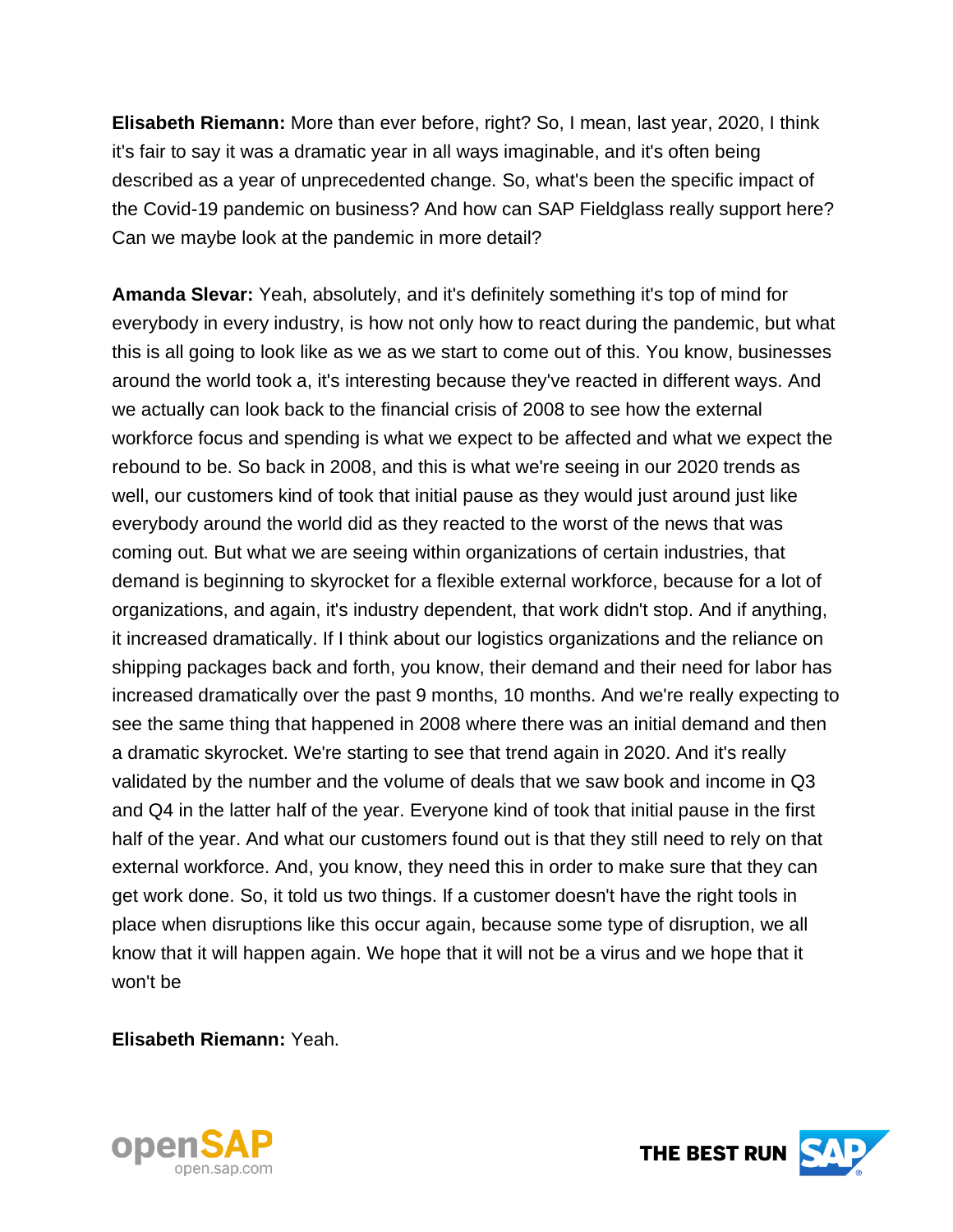**Elisabeth Riemann:** More than ever before, right? So, I mean, last year, 2020, I think it's fair to say it was a dramatic year in all ways imaginable, and it's often being described as a year of unprecedented change. So, what's been the specific impact of the Covid-19 pandemic on business? And how can SAP Fieldglass really support here? Can we maybe look at the pandemic in more detail?

**Amanda Slevar:** Yeah, absolutely, and it's definitely something it's top of mind for everybody in every industry, is how not only how to react during the pandemic, but what this is all going to look like as we as we start to come out of this. You know, businesses around the world took a, it's interesting because they've reacted in different ways. And we actually can look back to the financial crisis of 2008 to see how the external workforce focus and spending is what we expect to be affected and what we expect the rebound to be. So back in 2008, and this is what we're seeing in our 2020 trends as well, our customers kind of took that initial pause as they would just around just like everybody around the world did as they reacted to the worst of the news that was coming out. But what we are seeing within organizations of certain industries, that demand is beginning to skyrocket for a flexible external workforce, because for a lot of organizations, and again, it's industry dependent, that work didn't stop. And if anything, it increased dramatically. If I think about our logistics organizations and the reliance on shipping packages back and forth, you know, their demand and their need for labor has increased dramatically over the past 9 months, 10 months. And we're really expecting to see the same thing that happened in 2008 where there was an initial demand and then a dramatic skyrocket. We're starting to see that trend again in 2020. And it's really validated by the number and the volume of deals that we saw book and income in Q3 and Q4 in the latter half of the year. Everyone kind of took that initial pause in the first half of the year. And what our customers found out is that they still need to rely on that external workforce. And, you know, they need this in order to make sure that they can get work done. So, it told us two things. If a customer doesn't have the right tools in place when disruptions like this occur again, because some type of disruption, we all know that it will happen again. We hope that it will not be a virus and we hope that it won't be

**Elisabeth Riemann:** Yeah.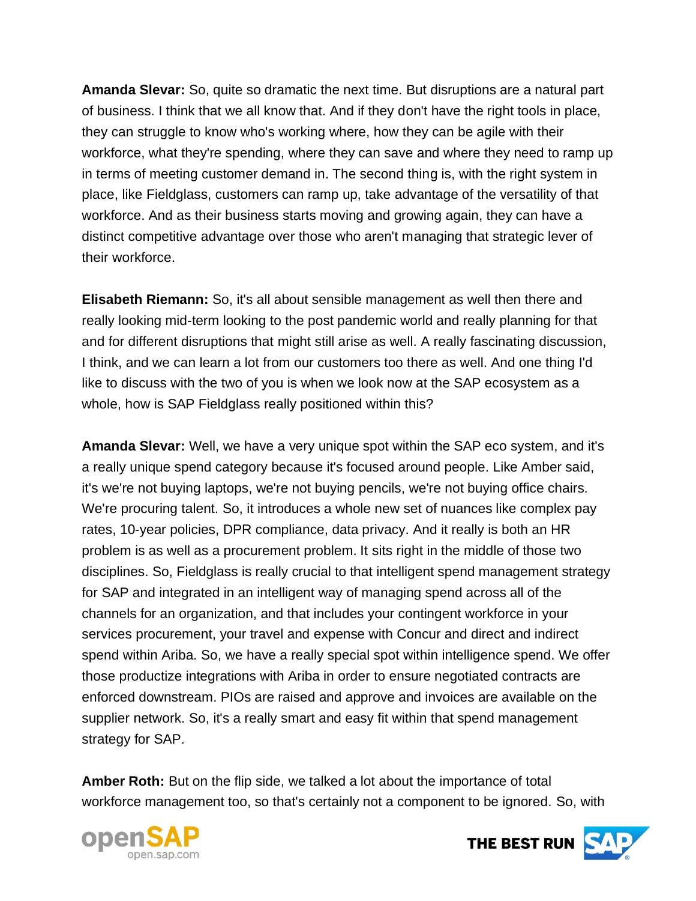**Amanda Slevar:** So, quite so dramatic the next time. But disruptions are a natural part of business. I think that we all know that. And if they don't have the right tools in place, they can struggle to know who's working where, how they can be agile with their workforce, what they're spending, where they can save and where they need to ramp up in terms of meeting customer demand in. The second thing is, with the right system in place, like Fieldglass, customers can ramp up, take advantage of the versatility of that workforce. And as their business starts moving and growing again, they can have a distinct competitive advantage over those who aren't managing that strategic lever of their workforce.

**Elisabeth Riemann:** So, it's all about sensible management as well then there and really looking mid-term looking to the post pandemic world and really planning for that and for different disruptions that might still arise as well. A really fascinating discussion, I think, and we can learn a lot from our customers too there as well. And one thing I'd like to discuss with the two of you is when we look now at the SAP ecosystem as a whole, how is SAP Fieldglass really positioned within this?

**Amanda Slevar:** Well, we have a very unique spot within the SAP eco system, and it's a really unique spend category because it's focused around people. Like Amber said, it's we're not buying laptops, we're not buying pencils, we're not buying office chairs. We're procuring talent. So, it introduces a whole new set of nuances like complex pay rates, 10-year policies, DPR compliance, data privacy. And it really is both an HR problem is as well as a procurement problem. It sits right in the middle of those two disciplines. So, Fieldglass is really crucial to that intelligent spend management strategy for SAP and integrated in an intelligent way of managing spend across all of the channels for an organization, and that includes your contingent workforce in your services procurement, your travel and expense with Concur and direct and indirect spend within Ariba. So, we have a really special spot within intelligence spend. We offer those productize integrations with Ariba in order to ensure negotiated contracts are enforced downstream. PIOs are raised and approve and invoices are available on the supplier network. So, it's a really smart and easy fit within that spend management strategy for SAP.

**Amber Roth:** But on the flip side, we talked a lot about the importance of total workforce management too, so that's certainly not a component to be ignored. So, with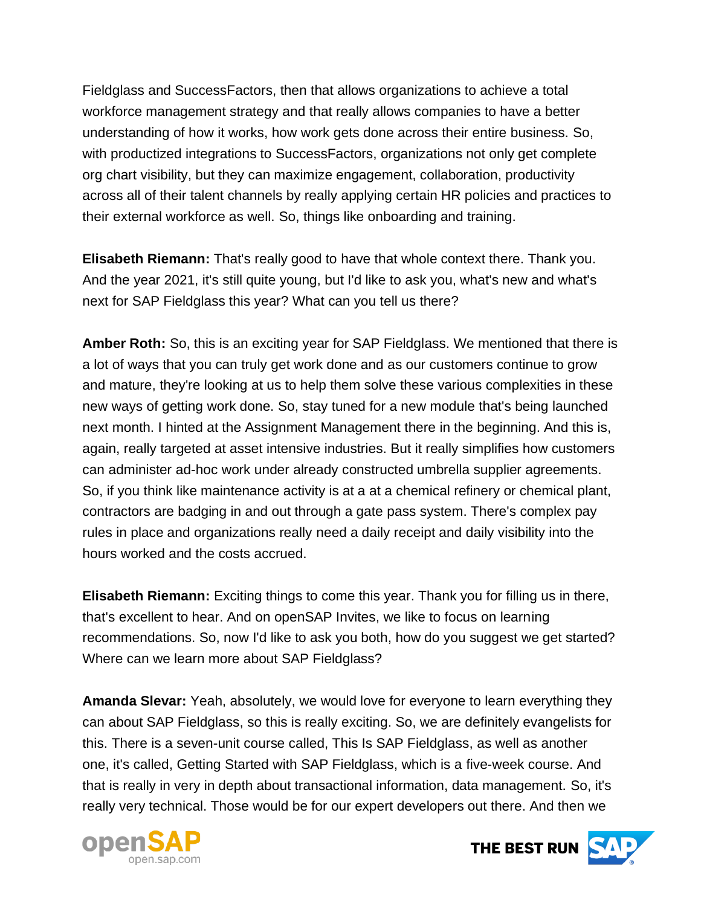Fieldglass and SuccessFactors, then that allows organizations to achieve a total workforce management strategy and that really allows companies to have a better understanding of how it works, how work gets done across their entire business. So, with productized integrations to SuccessFactors, organizations not only get complete org chart visibility, but they can maximize engagement, collaboration, productivity across all of their talent channels by really applying certain HR policies and practices to their external workforce as well. So, things like onboarding and training.

**Elisabeth Riemann:** That's really good to have that whole context there. Thank you. And the year 2021, it's still quite young, but I'd like to ask you, what's new and what's next for SAP Fieldglass this year? What can you tell us there?

**Amber Roth:** So, this is an exciting year for SAP Fieldglass. We mentioned that there is a lot of ways that you can truly get work done and as our customers continue to grow and mature, they're looking at us to help them solve these various complexities in these new ways of getting work done. So, stay tuned for a new module that's being launched next month. I hinted at the Assignment Management there in the beginning. And this is, again, really targeted at asset intensive industries. But it really simplifies how customers can administer ad-hoc work under already constructed umbrella supplier agreements. So, if you think like maintenance activity is at a at a chemical refinery or chemical plant, contractors are badging in and out through a gate pass system. There's complex pay rules in place and organizations really need a daily receipt and daily visibility into the hours worked and the costs accrued.

**Elisabeth Riemann:** Exciting things to come this year. Thank you for filling us in there, that's excellent to hear. And on openSAP Invites, we like to focus on learning recommendations. So, now I'd like to ask you both, how do you suggest we get started? Where can we learn more about SAP Fieldglass?

**Amanda Slevar:** Yeah, absolutely, we would love for everyone to learn everything they can about SAP Fieldglass, so this is really exciting. So, we are definitely evangelists for this. There is a seven-unit course called, This Is SAP Fieldglass, as well as another one, it's called, Getting Started with SAP Fieldglass, which is a five-week course. And that is really in very in depth about transactional information, data management. So, it's really very technical. Those would be for our expert developers out there. And then we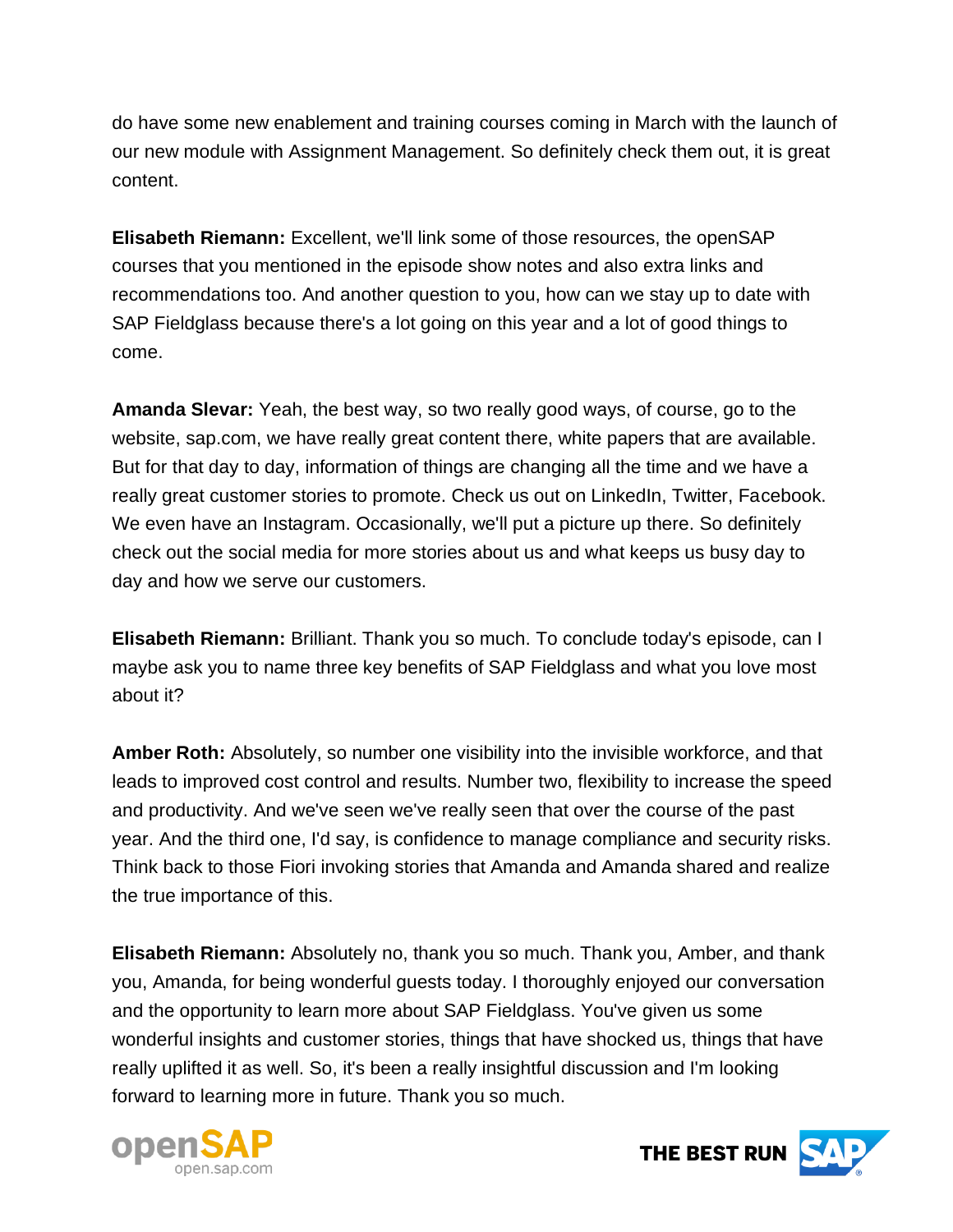do have some new enablement and training courses coming in March with the launch of our new module with Assignment Management. So definitely check them out, it is great content.

**Elisabeth Riemann:** Excellent, we'll link some of those resources, the openSAP courses that you mentioned in the episode show notes and also extra links and recommendations too. And another question to you, how can we stay up to date with SAP Fieldglass because there's a lot going on this year and a lot of good things to come.

**Amanda Slevar:** Yeah, the best way, so two really good ways, of course, go to the website, sap.com, we have really great content there, white papers that are available. But for that day to day, information of things are changing all the time and we have a really great customer stories to promote. Check us out on LinkedIn, Twitter, Facebook. We even have an Instagram. Occasionally, we'll put a picture up there. So definitely check out the social media for more stories about us and what keeps us busy day to day and how we serve our customers.

**Elisabeth Riemann:** Brilliant. Thank you so much. To conclude today's episode, can I maybe ask you to name three key benefits of SAP Fieldglass and what you love most about it?

**Amber Roth:** Absolutely, so number one visibility into the invisible workforce, and that leads to improved cost control and results. Number two, flexibility to increase the speed and productivity. And we've seen we've really seen that over the course of the past year. And the third one, I'd say, is confidence to manage compliance and security risks. Think back to those Fiori invoking stories that Amanda and Amanda shared and realize the true importance of this.

**Elisabeth Riemann:** Absolutely no, thank you so much. Thank you, Amber, and thank you, Amanda, for being wonderful guests today. I thoroughly enjoyed our conversation and the opportunity to learn more about SAP Fieldglass. You've given us some wonderful insights and customer stories, things that have shocked us, things that have really uplifted it as well. So, it's been a really insightful discussion and I'm looking forward to learning more in future. Thank you so much.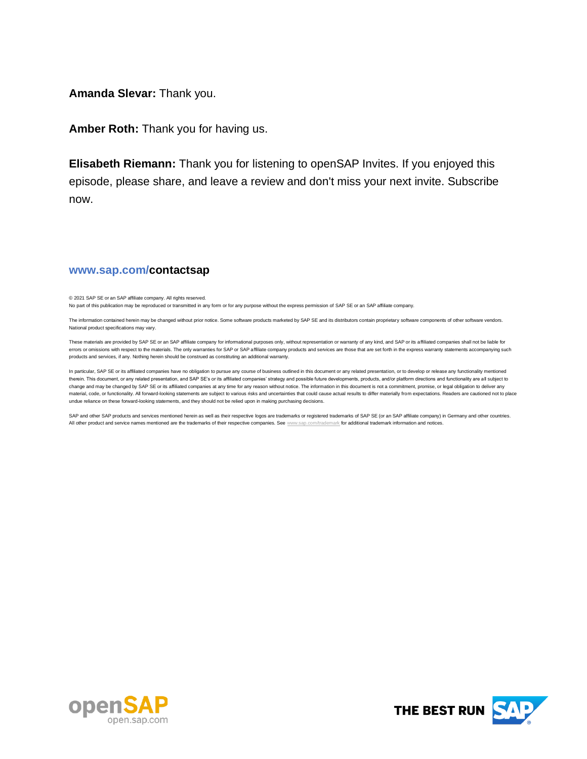**Amanda Slevar:** Thank you.

**Amber Roth:** Thank you for having us.

**Elisabeth Riemann:** Thank you for listening to openSAP Invites. If you enjoyed this episode, please share, and leave a review and don't miss your next invite. Subscribe now.

**www.sap.com/contactsap**

© 2021 SAP SE or an SAP affiliate company. All rights reserved.
No part of this publication may be reproduced or transmitted in any form or for any purpose without the express permission of SAP SE or an SAP affiliate company.

The information contained herein may be changed without prior notice. Some software products marketed by SAP SE and its distributors contain proprietary software components of other software vendors. National product specifications may vary.

These materials are provided by SAP SE or an SAP affiliate company for informational purposes only, without representation or warranty of any kind, and SAP or its affiliated companies shall not be liable for errors or omissions with respect to the materials. The only warranties for SAP or SAP affiliate company products and services are those that are set forth in the express warranty statements accompanying such products and services, if any. Nothing herein should be construed as constituting an additional warranty.

In particular, SAP SE or its affiliated companies have no obligation to pursue any course of business outlined in this document or any related presentation, or to develop or release any functionality mentioned therein. This document, or any related presentation, and SAP SE's or its affiliated companies' strategy and possible future developments, products, and/or platform directions and functionality are all subject to change and may be changed by SAP SE or its affiliated companies at any time for any reason without notice. The information in this document is not a commitment, promise, or legal obligation to deliver any material, code, or functionality. All forward-looking statements are subject to various risks and uncertainties that could cause actual results to differ materially from expectations. Readers are cautioned not to place undue reliance on these forward-looking statements, and they should not be relied upon in making purchasing decisions.

SAP and other SAP products and services mentioned herein as well as their respective logos are trademarks or registered trademarks of SAP SE (or an SAP affiliate company) in Germany and other countries. All other product and service names mentioned are the trademarks of their respective companies. See www.sap.com/trademark for additional trademark information and notices.

openSAP
open.sap.com

THE BEST RUN SAP